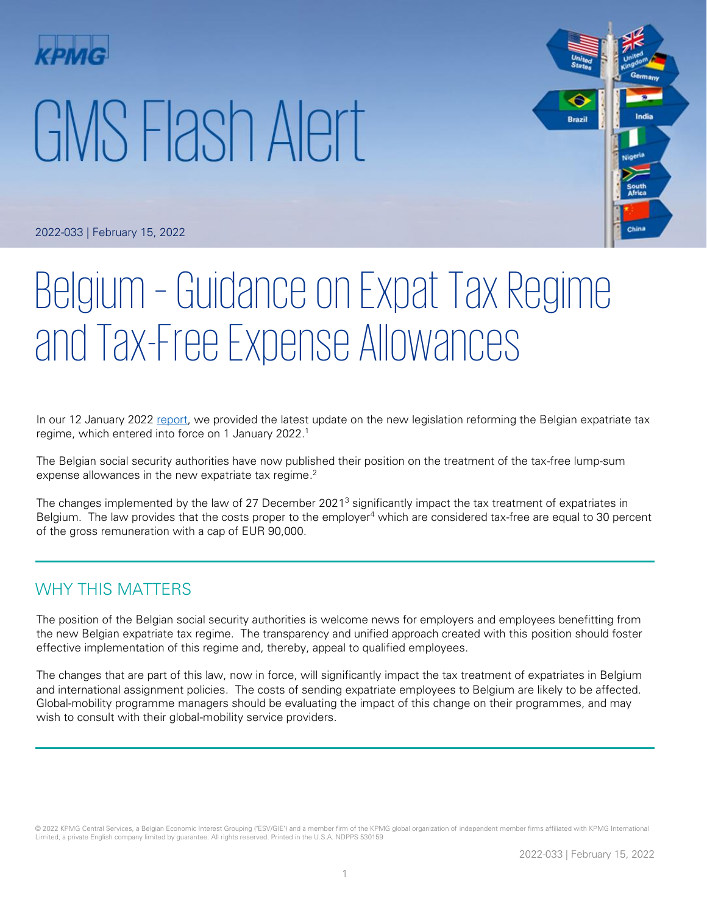# GMS Flash Alert

2022-033 | February 15, 2022

# Belgium – Guidance on Expat Tax Regime and Tax-Free Expense Allowances

In our 12 January 2022 report, we provided the latest update on the new legislation reforming the Belgian expatriate tax regime, which entered into force on 1 January 2022.[1]

The Belgian social security authorities have now published their position on the treatment of the tax-free lump-sum expense allowances in the new expatriate tax regime.[2]

The changes implemented by the law of 27 December 2021[3] significantly impact the tax treatment of expatriates in Belgium. The law provides that the costs proper to the employer[4] which are considered tax-free are equal to 30 percent of the gross remuneration with a cap of EUR 90,000.

## WHY THIS MATTERS

The position of the Belgian social security authorities is welcome news for employers and employees benefitting from the new Belgian expatriate tax regime. The transparency and unified approach created with this position should foster effective implementation of this regime and, thereby, appeal to qualified employees.

The changes that are part of this law, now in force, will significantly impact the tax treatment of expatriates in Belgium and international assignment policies. The costs of sending expatriate employees to Belgium are likely to be affected. Global-mobility programme managers should be evaluating the impact of this change on their programmes, and may wish to consult with their global-mobility service providers.

© 2022 KPMG Central Services, a Belgian Economic Interest Grouping ("ESV/GIE") and a member firm of the KPMG global organization of independent member firms affiliated with KPMG International Limited, a private English company limited by guarantee. All rights reserved. Printed in the U.S.A. NDPPS 530159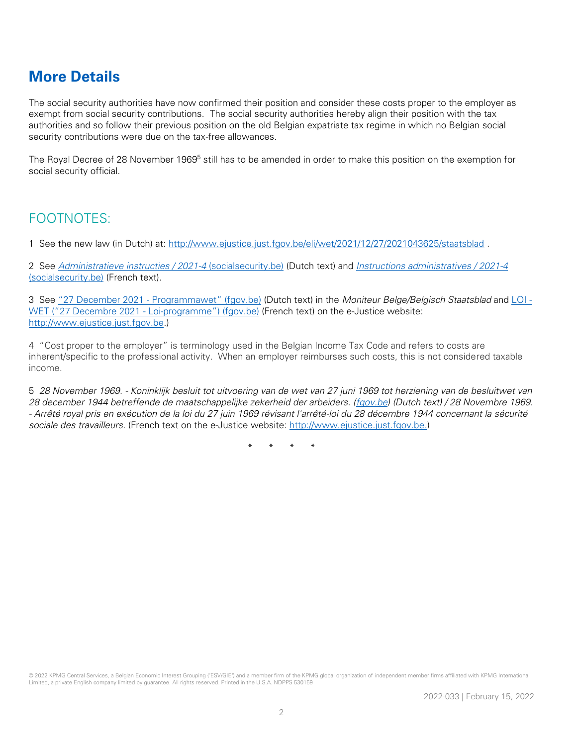## More Details

The social security authorities have now confirmed their position and consider these costs proper to the employer as exempt from social security contributions. The social security authorities hereby align their position with the tax authorities and so follow their previous position on the old Belgian expatriate tax regime in which no Belgian social security contributions were due on the tax-free allowances.

The Royal Decree of 28 November 1969[5] still has to be amended in order to make this position on the exemption for social security official.

## FOOTNOTES:

1 See the new law (in Dutch) at: http://www.ejustice.just.fgov.be/eli/wet/2021/12/27/2021043625/staatsblad .

2 See *Administratieve instructies / 2021-4* (socialsecurity.be) (Dutch text) and *Instructions administratives / 2021-4* (socialsecurity.be) (French text).

3 See "27 December 2021 - Programmawet" (fgov.be) (Dutch text) in the *Moniteur Belge/Belgisch Staatsblad* and LOI - WET ("27 Decembre 2021 - Loi-programme") (fgov.be) (French text) on the e-Justice website: http://www.ejustice.just.fgov.be.)

4 "Cost proper to the employer" is terminology used in the Belgian Income Tax Code and refers to costs are inherent/specific to the professional activity. When an employer reimburses such costs, this is not considered taxable income.

5 *28 November 1969. - Koninklijk besluit tot uitvoering van de wet van 27 juni 1969 tot herziening van de besluitwet van 28 december 1944 betreffende de maatschappelijke zekerheid der arbeiders. (fgov.be) (Dutch text) / 28 Novembre 1969. - Arrêté royal pris en exécution de la loi du 27 juin 1969 révisant l'arrêté-loi du 28 décembre 1944 concernant la sécurité sociale des travailleurs.* (French text on the e-Justice website: http://www.ejustice.just.fgov.be.)

\* \* \* \*

© 2022 KPMG Central Services, a Belgian Economic Interest Grouping ("ESV/GIE") and a member firm of the KPMG global organization of independent member firms affiliated with KPMG International Limited, a private English company limited by guarantee. All rights reserved. Printed in the U.S.A. NDPPS 530159

2022-033 | February 15, 2022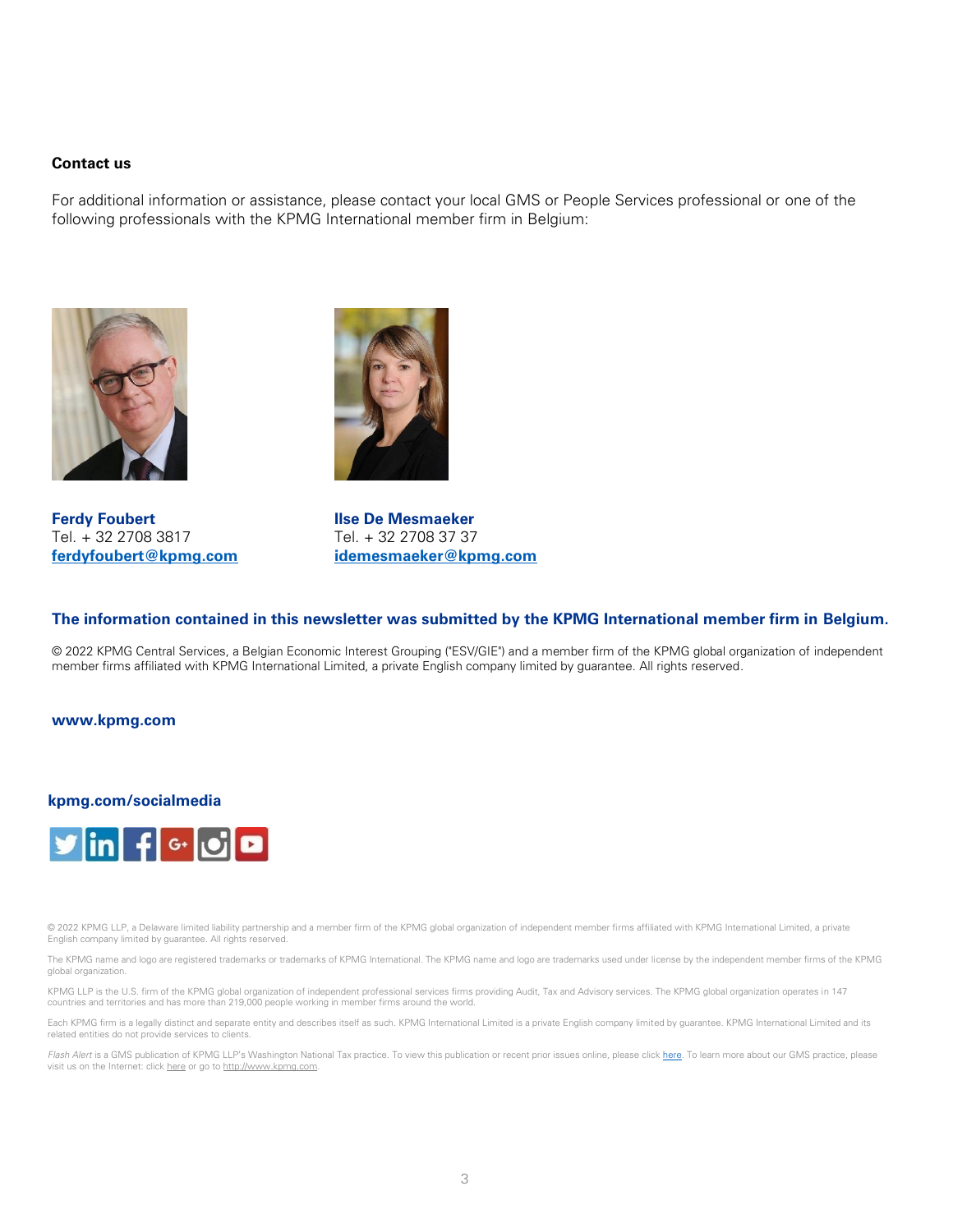**Contact us**

For additional information or assistance, please contact your local GMS or People Services professional or one of the following professionals with the KPMG International member firm in Belgium:

**Ferdy Foubert**
Tel. + 32 2708 3817
**ferdyfoubert@kpmg.com**

**Ilse De Mesmaeker**
Tel. + 32 2708 37 37
**idemesmaeker@kpmg.com**

**The information contained in this newsletter was submitted by the KPMG International member firm in Belgium.**

© 2022 KPMG Central Services, a Belgian Economic Interest Grouping ("ESV/GIE") and a member firm of the KPMG global organization of independent member firms affiliated with KPMG International Limited, a private English company limited by guarantee. All rights reserved.

**www.kpmg.com**

**kpmg.com/socialmedia**

© 2022 KPMG LLP, a Delaware limited liability partnership and a member firm of the KPMG global organization of independent member firms affiliated with KPMG International Limited, a private English company limited by guarantee. All rights reserved.

The KPMG name and logo are registered trademarks or trademarks of KPMG International. The KPMG name and logo are trademarks used under license by the independent member firms of the KPMG global organization.

KPMG LLP is the U.S. firm of the KPMG global organization of independent professional services firms providing Audit, Tax and Advisory services. The KPMG global organization operates in 147 countries and territories and has more than 219,000 people working in member firms around the world.

Each KPMG firm is a legally distinct and separate entity and describes itself as such. KPMG International Limited is a private English company limited by guarantee. KPMG International Limited and its related entities do not provide services to clients.

*Flash Alert* is a GMS publication of KPMG LLP's Washington National Tax practice. To view this publication or recent prior issues online, please click here. To learn more about our GMS practice, please visit us on the Internet: click here or go to http://www.kpmg.com.